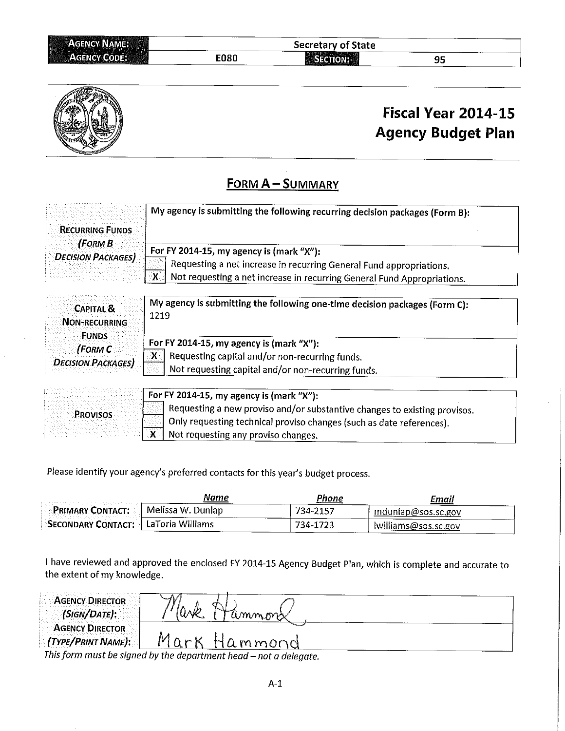| **AGENCY NAME:** | Secretary of State | | |
|---|---|---|---|
| **AGENCY CODE:** | E080 | **SECTION:** | 95 |

# Fiscal Year 2014-15 Agency Budget Plan

## FORM A – SUMMARY

| | |
|---|---|
| **RECURRING FUNDS** *(FORM B DECISION PACKAGES)* | My agency is submitting the following recurring decision packages (Form B): |
| | For FY 2014-15, my agency is (mark "X"):<br>[ ] Requesting a net increase in recurring General Fund appropriations.<br>[X] Not requesting a net increase in recurring General Fund Appropriations. |

| | |
|---|---|
| **CAPITAL & NON-RECURRING FUNDS** *(FORM C DECISION PACKAGES)* | My agency is submitting the following one-time decision packages (Form C):<br>1219 |
| | For FY 2014-15, my agency is (mark "X"):<br>[X] Requesting capital and/or non-recurring funds.<br>[ ] Not requesting capital and/or non-recurring funds. |

| | |
|---|---|
| **PROVISOS** | For FY 2014-15, my agency is (mark "X"):<br>[ ] Requesting a new proviso and/or substantive changes to existing provisos.<br>[ ] Only requesting technical proviso changes (such as date references).<br>[X] Not requesting any proviso changes. |

Please identify your agency's preferred contacts for this year's budget process.

| | Name | Phone | Email |
|---|---|---|---|
| **PRIMARY CONTACT:** | Melissa W. Dunlap | 734-2157 | mdunlap@sos.sc.gov |
| **SECONDARY CONTACT:** | LaToria Williams | 734-1723 | lwilliams@sos.sc.gov |

I have reviewed and approved the enclosed FY 2014-15 Agency Budget Plan, which is complete and accurate to the extent of my knowledge.

| | |
|---|---|
| **AGENCY DIRECTOR** *(SIGN/DATE)*: | Mark Hammond |
| **AGENCY DIRECTOR** *(TYPE/PRINT NAME)*: | Mark Hammond |

*This form must be signed by the department head – not a delegate.*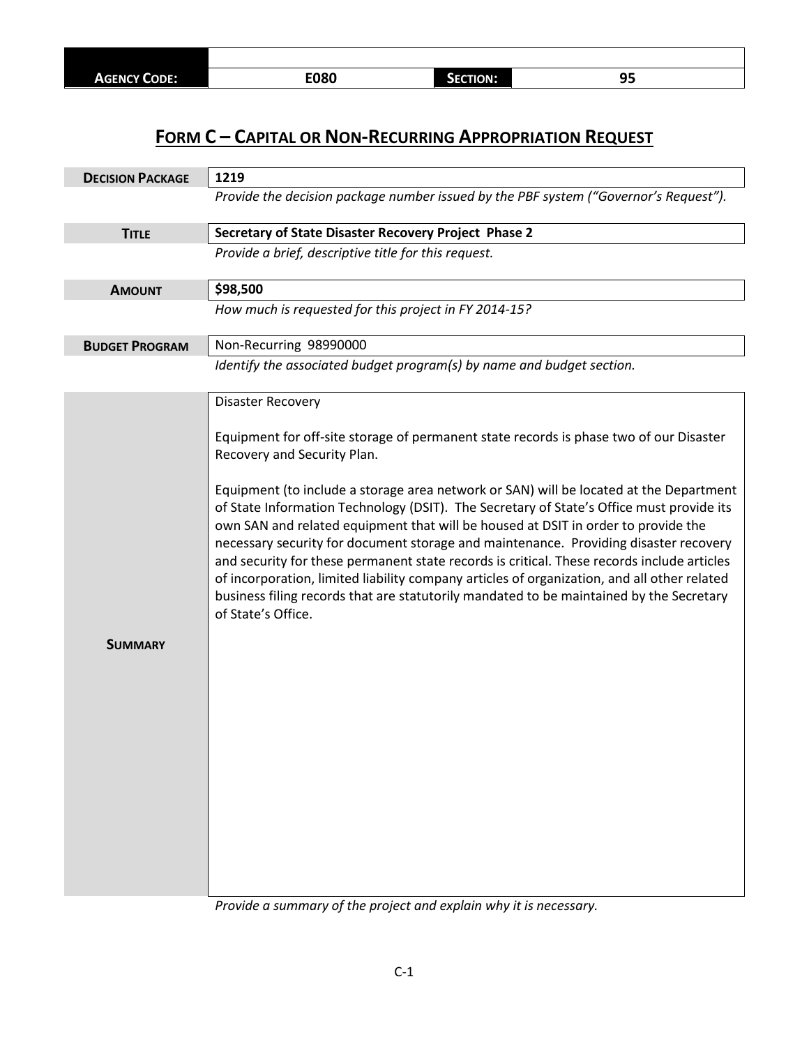| AGENCY CODE: | E080 | SECTION: | 95 |
| --- | --- | --- | --- |

# FORM C – CAPITAL OR NON-RECURRING APPROPRIATION REQUEST

| | |
| --- | --- |
| **DECISION PACKAGE** | **1219** |
| | *Provide the decision package number issued by the PBF system ("Governor's Request").* |
| **TITLE** | **Secretary of State Disaster Recovery Project Phase 2** |
| | *Provide a brief, descriptive title for this request.* |
| **AMOUNT** | **$98,500** |
| | *How much is requested for this project in FY 2014-15?* |
| **BUDGET PROGRAM** | Non-Recurring 98990000 |
| | *Identify the associated budget program(s) by name and budget section.* |

**SUMMARY**

Disaster Recovery

Equipment for off-site storage of permanent state records is phase two of our Disaster Recovery and Security Plan.

Equipment (to include a storage area network or SAN) will be located at the Department of State Information Technology (DSIT). The Secretary of State's Office must provide its own SAN and related equipment that will be housed at DSIT in order to provide the necessary security for document storage and maintenance. Providing disaster recovery and security for these permanent state records is critical. These records include articles of incorporation, limited liability company articles of organization, and all other related business filing records that are statutorily mandated to be maintained by the Secretary of State's Office.

*Provide a summary of the project and explain why it is necessary.*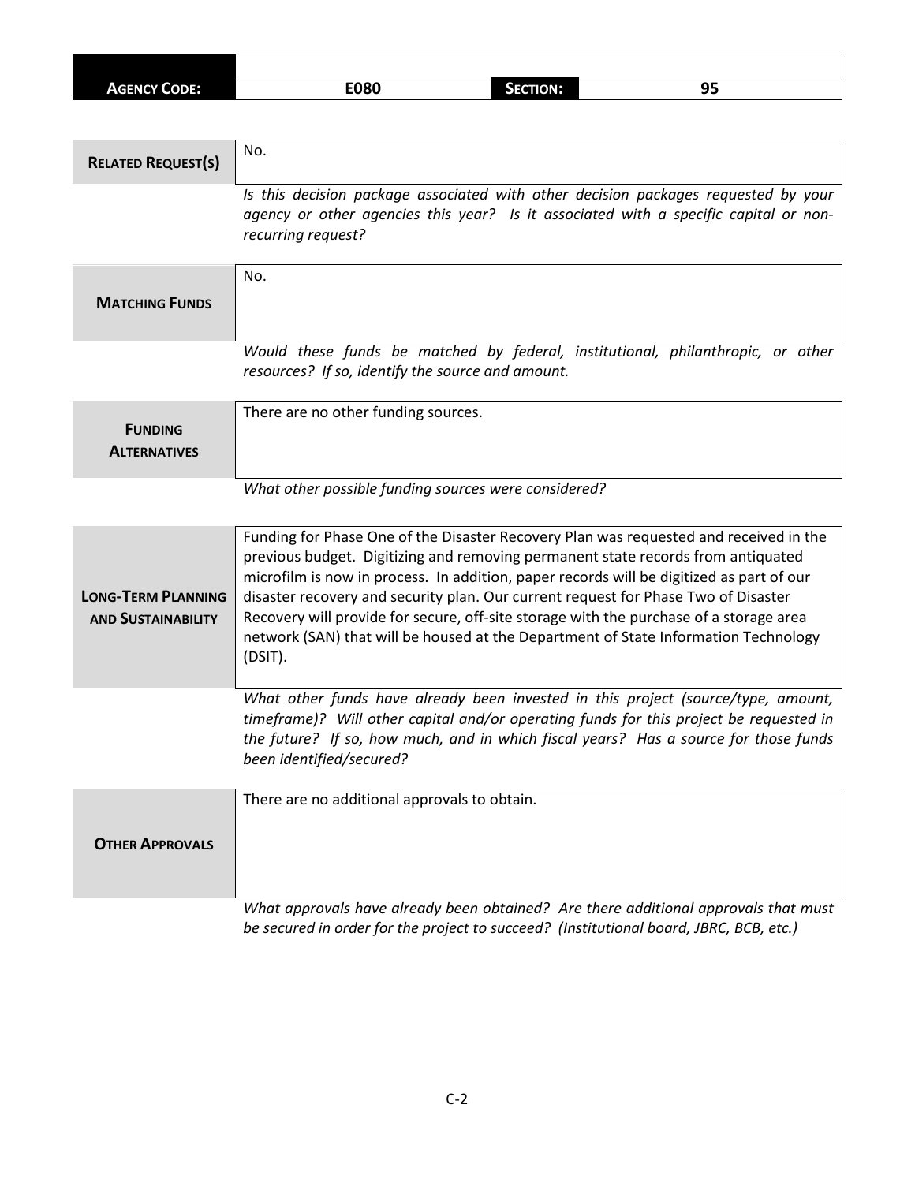| **AGENCY CODE:** | E080 | **SECTION:** | 95 |
|---|---|---|---|

| **RELATED REQUEST(S)** | No. |
|---|---|
| | *Is this decision package associated with other decision packages requested by your agency or other agencies this year? Is it associated with a specific capital or non-recurring request?* |

| **MATCHING FUNDS** | No. |
|---|---|
| | *Would these funds be matched by federal, institutional, philanthropic, or other resources? If so, identify the source and amount.* |

| **FUNDING ALTERNATIVES** | There are no other funding sources. |
|---|---|
| | *What other possible funding sources were considered?* |

| **LONG-TERM PLANNING AND SUSTAINABILITY** | Funding for Phase One of the Disaster Recovery Plan was requested and received in the previous budget. Digitizing and removing permanent state records from antiquated microfilm is now in process. In addition, paper records will be digitized as part of our disaster recovery and security plan. Our current request for Phase Two of Disaster Recovery will provide for secure, off-site storage with the purchase of a storage area network (SAN) that will be housed at the Department of State Information Technology (DSIT). |
|---|---|
| | *What other funds have already been invested in this project (source/type, amount, timeframe)? Will other capital and/or operating funds for this project be requested in the future? If so, how much, and in which fiscal years? Has a source for those funds been identified/secured?* |

| **OTHER APPROVALS** | There are no additional approvals to obtain. |
|---|---|
| | *What approvals have already been obtained? Are there additional approvals that must be secured in order for the project to succeed? (Institutional board, JBRC, BCB, etc.)* |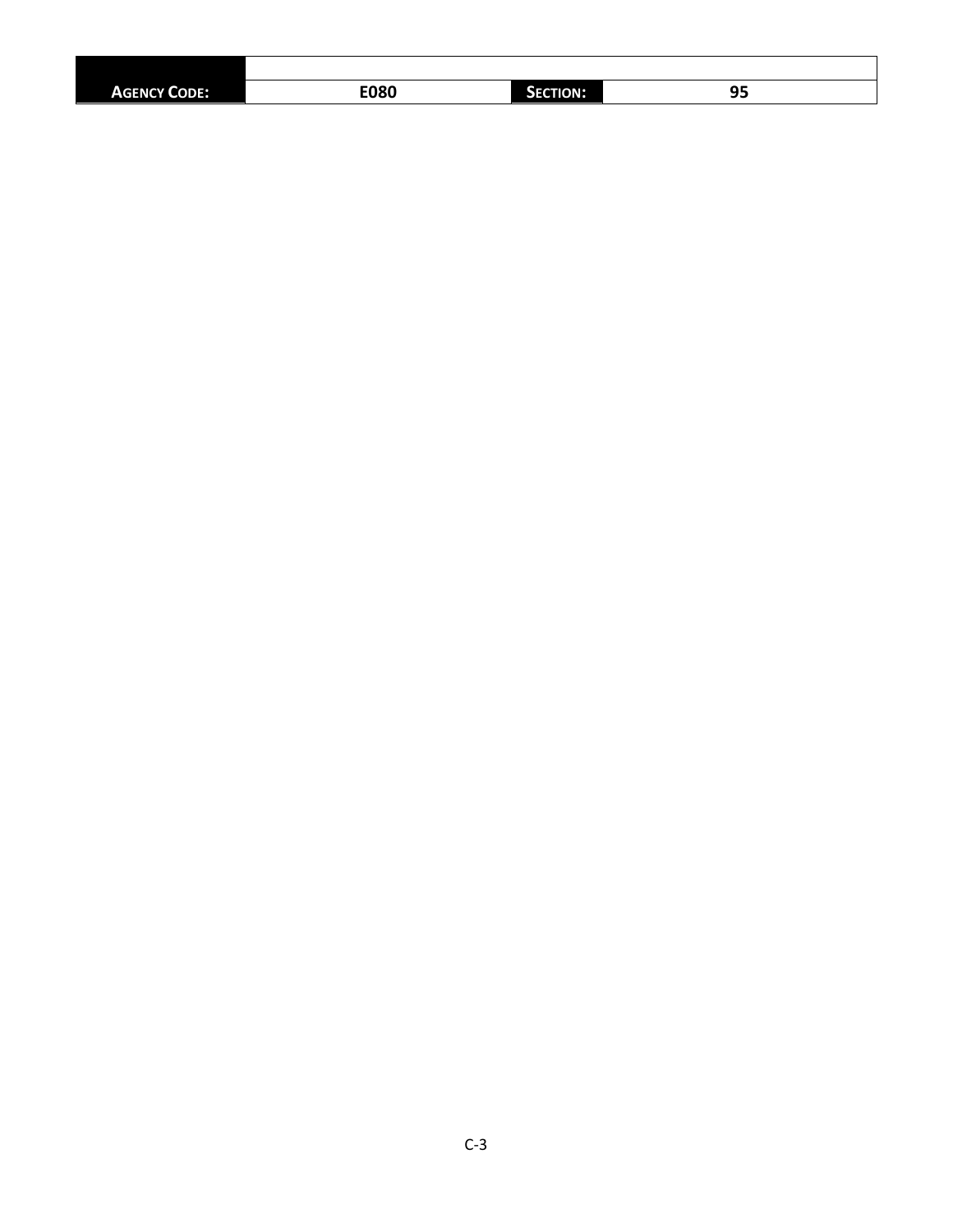| | | | |
|---|---|---|---|
| **AGENCY CODE:** | **E080** | **SECTION:** | **95** |